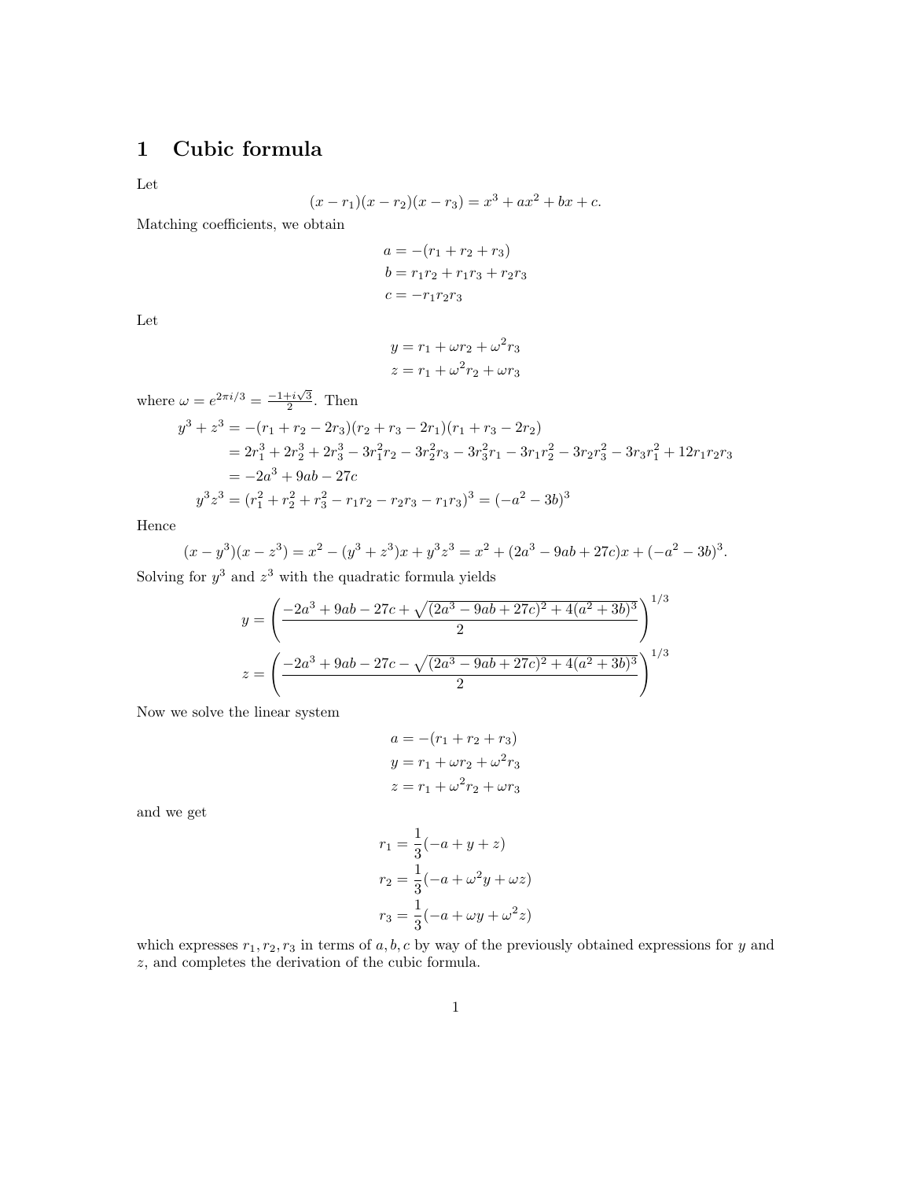# 1 Cubic formula

Let

$$(x - r_1)(x - r_2)(x - r_3) = x^3 + ax^2 + bx + c.$$

Matching coefficients, we obtain

$$\begin{aligned}
a &= -(r_1 + r_2 + r_3) \\
b &= r_1 r_2 + r_1 r_3 + r_2 r_3 \\
c &= -r_1 r_2 r_3
\end{aligned}$$

Let

$$\begin{aligned}
y &= r_1 + \omega r_2 + \omega^2 r_3 \\
z &= r_1 + \omega^2 r_2 + \omega r_3
\end{aligned}$$

where $\omega = e^{2\pi i/3} = \frac{-1+i\sqrt{3}}{2}$. Then

$$\begin{aligned}
y^3 + z^3 &= -(r_1 + r_2 - 2r_3)(r_2 + r_3 - 2r_1)(r_1 + r_3 - 2r_2) \\
&= 2r_1^3 + 2r_2^3 + 2r_3^3 - 3r_1^2 r_2 - 3r_2^2 r_3 - 3r_3^2 r_1 - 3r_1 r_2^2 - 3r_2 r_3^2 - 3r_3 r_1^2 + 12 r_1 r_2 r_3 \\
&= -2a^3 + 9ab - 27c \\
y^3 z^3 &= (r_1^2 + r_2^2 + r_3^2 - r_1 r_2 - r_2 r_3 - r_1 r_3)^3 = (-a^2 - 3b)^3
\end{aligned}$$

Hence

$$(x - y^3)(x - z^3) = x^2 - (y^3 + z^3)x + y^3 z^3 = x^2 + (2a^3 - 9ab + 27c)x + (-a^2 - 3b)^3.$$

Solving for $y^3$ and $z^3$ with the quadratic formula yields

$$\begin{aligned}
y &= \left( \frac{-2a^3 + 9ab - 27c + \sqrt{(2a^3 - 9ab + 27c)^2 + 4(a^2 + 3b)^3}}{2} \right)^{1/3} \\
z &= \left( \frac{-2a^3 + 9ab - 27c - \sqrt{(2a^3 - 9ab + 27c)^2 + 4(a^2 + 3b)^3}}{2} \right)^{1/3}
\end{aligned}$$

Now we solve the linear system

$$\begin{aligned}
a &= -(r_1 + r_2 + r_3) \\
y &= r_1 + \omega r_2 + \omega^2 r_3 \\
z &= r_1 + \omega^2 r_2 + \omega r_3
\end{aligned}$$

and we get

$$\begin{aligned}
r_1 &= \frac{1}{3}(-a + y + z) \\
r_2 &= \frac{1}{3}(-a + \omega^2 y + \omega z) \\
r_3 &= \frac{1}{3}(-a + \omega y + \omega^2 z)
\end{aligned}$$

which expresses $r_1, r_2, r_3$ in terms of $a, b, c$ by way of the previously obtained expressions for $y$ and $z$, and completes the derivation of the cubic formula.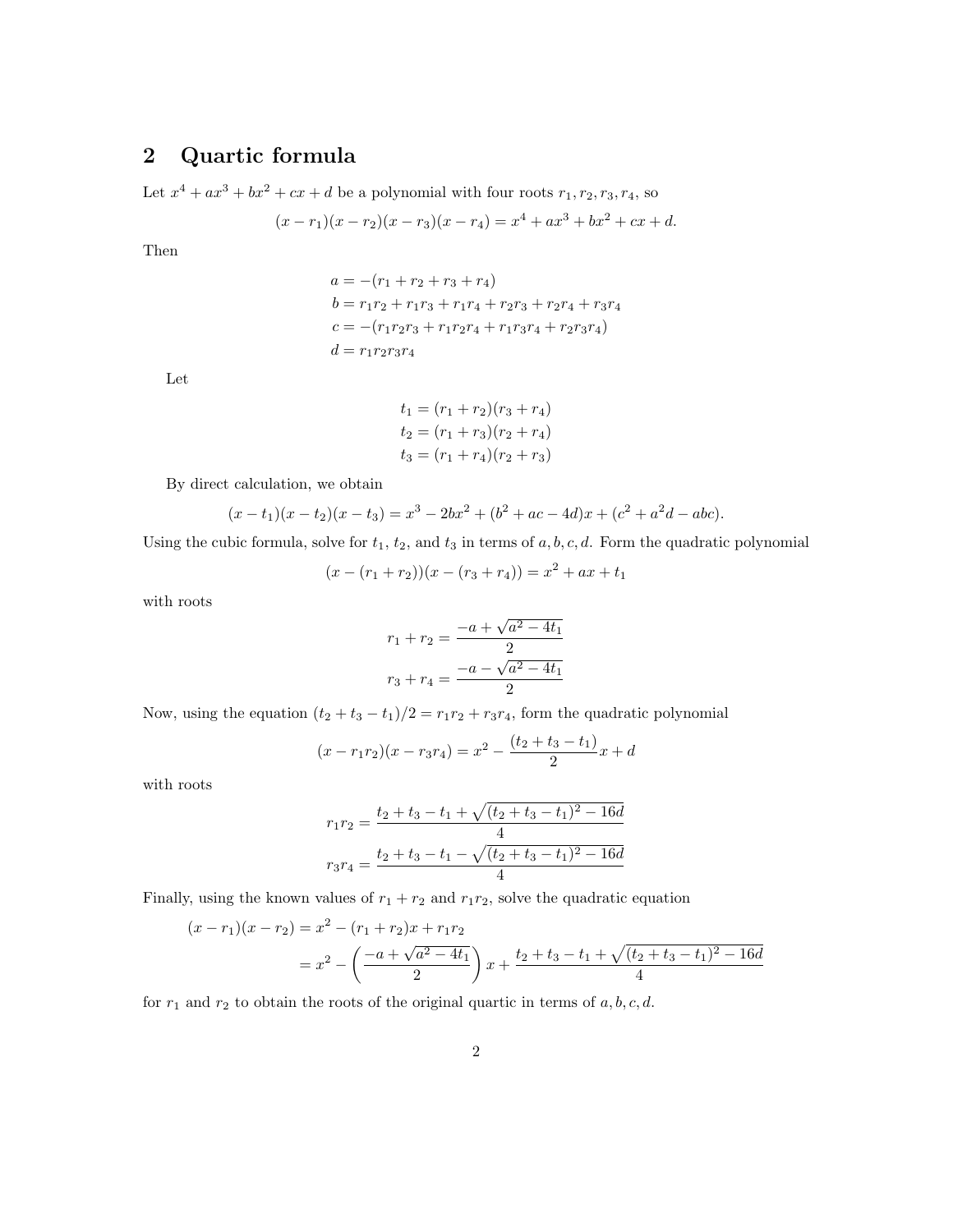## 2 Quartic formula

Let $x^4 + ax^3 + bx^2 + cx + d$ be a polynomial with four roots $r_1, r_2, r_3, r_4$, so

$$(x - r_1)(x - r_2)(x - r_3)(x - r_4) = x^4 + ax^3 + bx^2 + cx + d.$$

Then

$$\begin{aligned}
a &= -(r_1 + r_2 + r_3 + r_4) \\
b &= r_1r_2 + r_1r_3 + r_1r_4 + r_2r_3 + r_2r_4 + r_3r_4 \\
c &= -(r_1r_2r_3 + r_1r_2r_4 + r_1r_3r_4 + r_2r_3r_4) \\
d &= r_1r_2r_3r_4
\end{aligned}$$

Let

$$\begin{aligned}
t_1 &= (r_1 + r_2)(r_3 + r_4) \\
t_2 &= (r_1 + r_3)(r_2 + r_4) \\
t_3 &= (r_1 + r_4)(r_2 + r_3)
\end{aligned}$$

By direct calculation, we obtain

$$(x - t_1)(x - t_2)(x - t_3) = x^3 - 2bx^2 + (b^2 + ac - 4d)x + (c^2 + a^2d - abc).$$

Using the cubic formula, solve for $t_1$, $t_2$, and $t_3$ in terms of $a, b, c, d$. Form the quadratic polynomial

$$(x - (r_1 + r_2))(x - (r_3 + r_4)) = x^2 + ax + t_1$$

with roots

$$\begin{aligned}
r_1 + r_2 &= \frac{-a + \sqrt{a^2 - 4t_1}}{2} \\
r_3 + r_4 &= \frac{-a - \sqrt{a^2 - 4t_1}}{2}
\end{aligned}$$

Now, using the equation $(t_2 + t_3 - t_1)/2 = r_1r_2 + r_3r_4$, form the quadratic polynomial

$$(x - r_1r_2)(x - r_3r_4) = x^2 - \frac{(t_2 + t_3 - t_1)}{2}x + d$$

with roots

$$\begin{aligned}
r_1r_2 &= \frac{t_2 + t_3 - t_1 + \sqrt{(t_2 + t_3 - t_1)^2 - 16d}}{4} \\
r_3r_4 &= \frac{t_2 + t_3 - t_1 - \sqrt{(t_2 + t_3 - t_1)^2 - 16d}}{4}
\end{aligned}$$

Finally, using the known values of $r_1 + r_2$ and $r_1r_2$, solve the quadratic equation

$$\begin{aligned}
(x - r_1)(x - r_2) &= x^2 - (r_1 + r_2)x + r_1r_2 \\
&= x^2 - \left(\frac{-a + \sqrt{a^2 - 4t_1}}{2}\right)x + \frac{t_2 + t_3 - t_1 + \sqrt{(t_2 + t_3 - t_1)^2 - 16d}}{4}
\end{aligned}$$

for $r_1$ and $r_2$ to obtain the roots of the original quartic in terms of $a, b, c, d$.